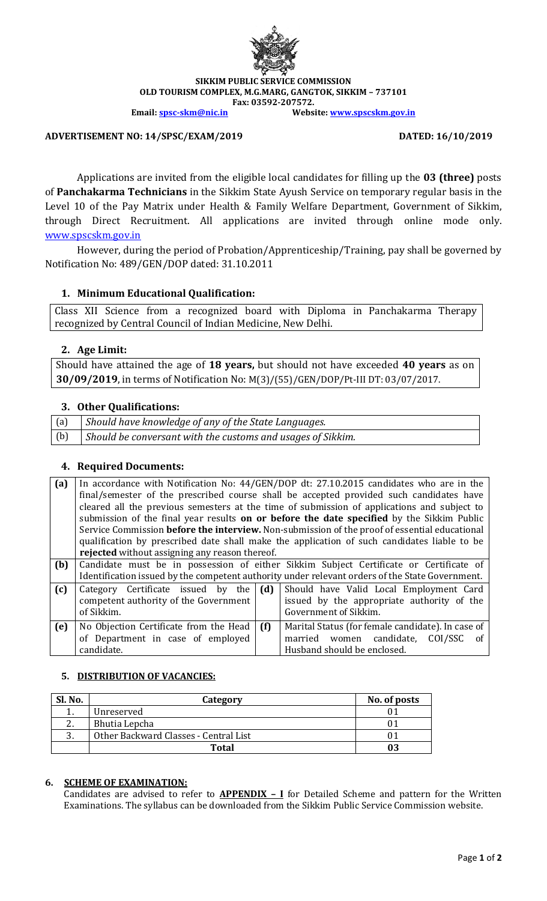**SIKKIM PUBLIC SERVICE COMMISSION**
**OLD TOURISM COMPLEX, M.G.MARG, GANGTOK, SIKKIM – 737101**
**Fax: 03592-207572.**
**Email: spsc-skm@nic.in** **Website: www.spscskm.gov.in**

**ADVERTISEMENT NO: 14/SPSC/EXAM/2019** **DATED: 16/10/2019**

Applications are invited from the eligible local candidates for filling up the **03 (three)** posts of **Panchakarma Technicians** in the Sikkim State Ayush Service on temporary regular basis in the Level 10 of the Pay Matrix under Health & Family Welfare Department, Government of Sikkim, through Direct Recruitment. All applications are invited through online mode only. www.spscskm.gov.in

However, during the period of Probation/Apprenticeship/Training, pay shall be governed by Notification No: 489/GEN/DOP dated: 31.10.2011

## 1. Minimum Educational Qualification:

Class XII Science from a recognized board with Diploma in Panchakarma Therapy recognized by Central Council of Indian Medicine, New Delhi.

## 2. Age Limit:

Should have attained the age of **18 years,** but should not have exceeded **40 years** as on **30/09/2019**, in terms of Notification No: M(3)/(55)/GEN/DOP/Pt-III DT: 03/07/2017.

## 3. Other Qualifications:

| | |
|---|---|
| (a) | *Should have knowledge of any of the State Languages.* |
| (b) | *Should be conversant with the customs and usages of Sikkim.* |

## 4. Required Documents:

| | | | |
|---|---|---|---|
| **(a)** | In accordance with Notification No: 44/GEN/DOP dt: 27.10.2015 candidates who are in the final/semester of the prescribed course shall be accepted provided such candidates have cleared all the previous semesters at the time of submission of applications and subject to submission of the final year results **on or before the date specified** by the Sikkim Public Service Commission **before the interview.** Non-submission of the proof of essential educational qualification by prescribed date shall make the application of such candidates liable to be **rejected** without assigning any reason thereof. | | |
| **(b)** | Candidate must be in possession of either Sikkim Subject Certificate or Certificate of Identification issued by the competent authority under relevant orders of the State Government. | | |
| **(c)** | Category Certificate issued by the competent authority of the Government of Sikkim. | **(d)** | Should have Valid Local Employment Card issued by the appropriate authority of the Government of Sikkim. |
| **(e)** | No Objection Certificate from the Head of Department in case of employed candidate. | **(f)** | Marital Status (for female candidate). In case of married women candidate, COI/SSC of Husband should be enclosed. |

## 5. DISTRIBUTION OF VACANCIES:

| Sl. No. | Category | No. of posts |
|---|---|---|
| 1. | Unreserved | 01 |
| 2. | Bhutia Lepcha | 01 |
| 3. | Other Backward Classes - Central List | 01 |
| | **Total** | **03** |

## 6. SCHEME OF EXAMINATION:

Candidates are advised to refer to **APPENDIX – I** for Detailed Scheme and pattern for the Written Examinations. The syllabus can be downloaded from the Sikkim Public Service Commission website.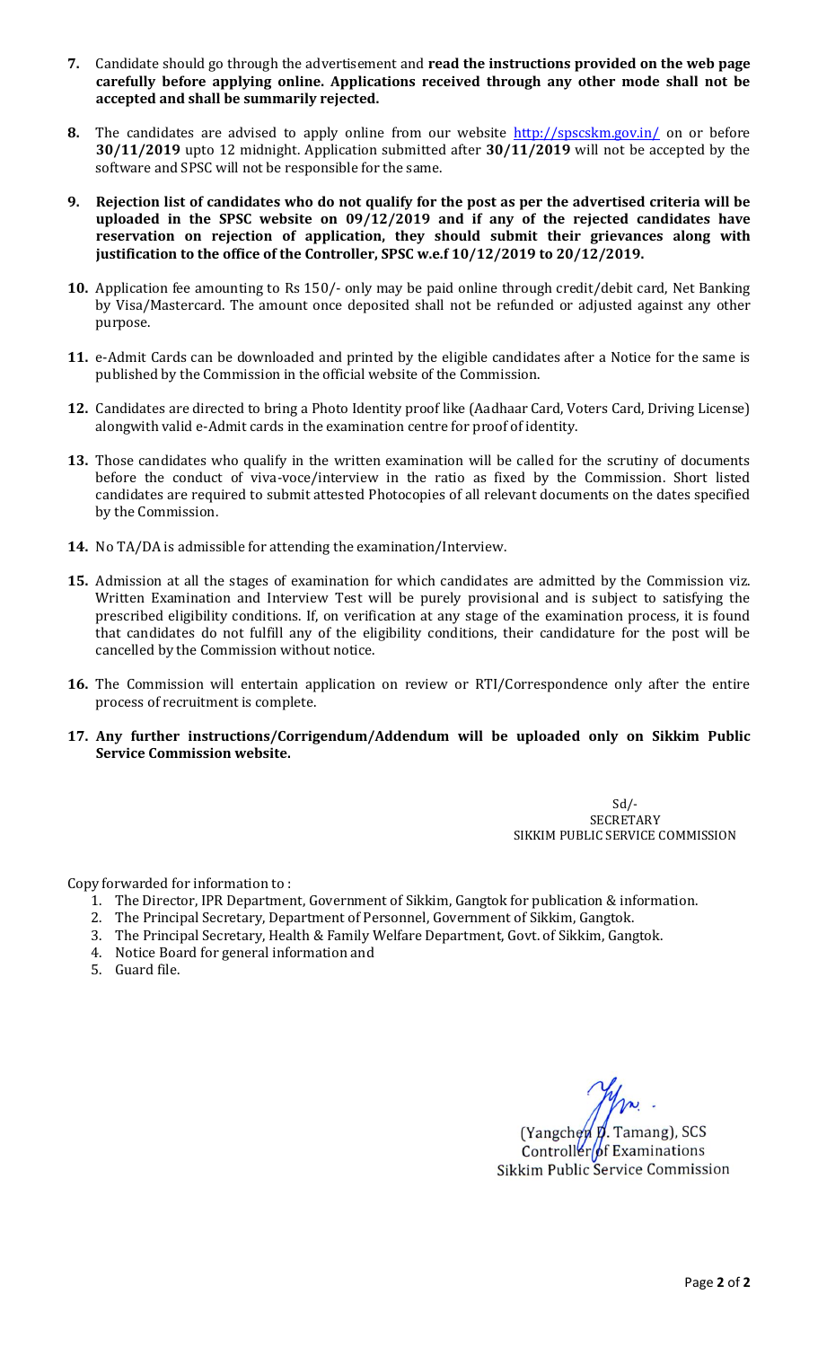7. Candidate should go through the advertisement and **read the instructions provided on the web page carefully before applying online. Applications received through any other mode shall not be accepted and shall be summarily rejected.**

8. The candidates are advised to apply online from our website http://spscskm.gov.in/ on or before **30/11/2019** upto 12 midnight. Application submitted after **30/11/2019** will not be accepted by the software and SPSC will not be responsible for the same.

9. **Rejection list of candidates who do not qualify for the post as per the advertised criteria will be uploaded in the SPSC website on 09/12/2019 and if any of the rejected candidates have reservation on rejection of application, they should submit their grievances along with justification to the office of the Controller, SPSC w.e.f 10/12/2019 to 20/12/2019.**

10. Application fee amounting to Rs 150/- only may be paid online through credit/debit card, Net Banking by Visa/Mastercard. The amount once deposited shall not be refunded or adjusted against any other purpose.

11. e-Admit Cards can be downloaded and printed by the eligible candidates after a Notice for the same is published by the Commission in the official website of the Commission.

12. Candidates are directed to bring a Photo Identity proof like (Aadhaar Card, Voters Card, Driving License) alongwith valid e-Admit cards in the examination centre for proof of identity.

13. Those candidates who qualify in the written examination will be called for the scrutiny of documents before the conduct of viva-voce/interview in the ratio as fixed by the Commission. Short listed candidates are required to submit attested Photocopies of all relevant documents on the dates specified by the Commission.

14. No TA/DA is admissible for attending the examination/Interview.

15. Admission at all the stages of examination for which candidates are admitted by the Commission viz. Written Examination and Interview Test will be purely provisional and is subject to satisfying the prescribed eligibility conditions. If, on verification at any stage of the examination process, it is found that candidates do not fulfill any of the eligibility conditions, their candidature for the post will be cancelled by the Commission without notice.

16. The Commission will entertain application on review or RTI/Correspondence only after the entire process of recruitment is complete.

17. **Any further instructions/Corrigendum/Addendum will be uploaded only on Sikkim Public Service Commission website.**

Sd/-
SECRETARY
SIKKIM PUBLIC SERVICE COMMISSION

Copy forwarded for information to :

1. The Director, IPR Department, Government of Sikkim, Gangtok for publication & information.
2. The Principal Secretary, Department of Personnel, Government of Sikkim, Gangtok.
3. The Principal Secretary, Health & Family Welfare Department, Govt. of Sikkim, Gangtok.
4. Notice Board for general information and
5. Guard file.

(Yangchen D. Tamang), SCS
Controller of Examinations
Sikkim Public Service Commission